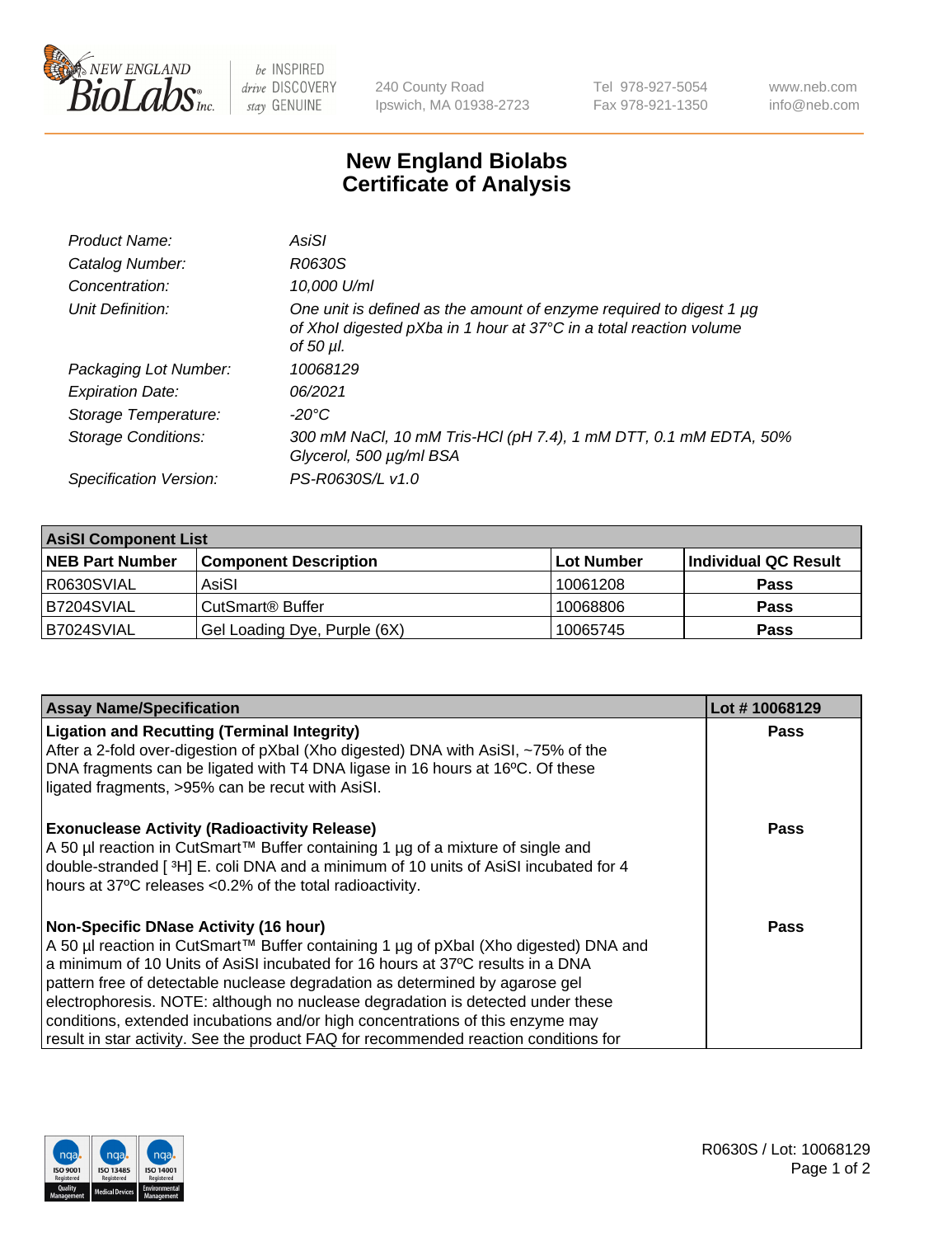New England Biolabs Inc. — be INSPIRED drive DISCOVERY stay GENUINE

240 County Road
Ipswich, MA 01938-2723

Tel 978-927-5054
Fax 978-921-1350

www.neb.com
info@neb.com

# New England Biolabs
# Certificate of Analysis

| | |
|---|---|
| *Product Name:* | *AsiSI* |
| *Catalog Number:* | *R0630S* |
| *Concentration:* | *10,000 U/ml* |
| *Unit Definition:* | *One unit is defined as the amount of enzyme required to digest 1 µg of XhoI digested pXba in 1 hour at 37°C in a total reaction volume of 50 µl.* |
| *Packaging Lot Number:* | *10068129* |
| *Expiration Date:* | *06/2021* |
| *Storage Temperature:* | *-20°C* |
| *Storage Conditions:* | *300 mM NaCl, 10 mM Tris-HCl (pH 7.4), 1 mM DTT, 0.1 mM EDTA, 50% Glycerol, 500 µg/ml BSA* |
| *Specification Version:* | *PS-R0630S/L v1.0* |

| AsiSI Component List | | | |
|---|---|---|---|
| **NEB Part Number** | **Component Description** | **Lot Number** | **Individual QC Result** |
| R0630SVIAL | AsiSI | 10061208 | **Pass** |
| B7204SVIAL | CutSmart® Buffer | 10068806 | **Pass** |
| B7024SVIAL | Gel Loading Dye, Purple (6X) | 10065745 | **Pass** |

| Assay Name/Specification | Lot # 10068129 |
|---|---|
| **Ligation and Recutting (Terminal Integrity)** After a 2-fold over-digestion of pXbaI (Xho digested) DNA with AsiSI, ~75% of the DNA fragments can be ligated with T4 DNA ligase in 16 hours at 16ºC. Of these ligated fragments, >95% can be recut with AsiSI. | **Pass** |
| **Exonuclease Activity (Radioactivity Release)** A 50 µl reaction in CutSmart™ Buffer containing 1 µg of a mixture of single and double-stranded [ $^3$H] E. coli DNA and a minimum of 10 units of AsiSI incubated for 4 hours at 37ºC releases <0.2% of the total radioactivity. | **Pass** |
| **Non-Specific DNase Activity (16 hour)** A 50 µl reaction in CutSmart™ Buffer containing 1 µg of pXbaI (Xho digested) DNA and a minimum of 10 Units of AsiSI incubated for 16 hours at 37ºC results in a DNA pattern free of detectable nuclease degradation as determined by agarose gel electrophoresis. NOTE: although no nuclease degradation is detected under these conditions, extended incubations and/or high concentrations of this enzyme may result in star activity. See the product FAQ for recommended reaction conditions for | **Pass** |

R0630S / Lot: 10068129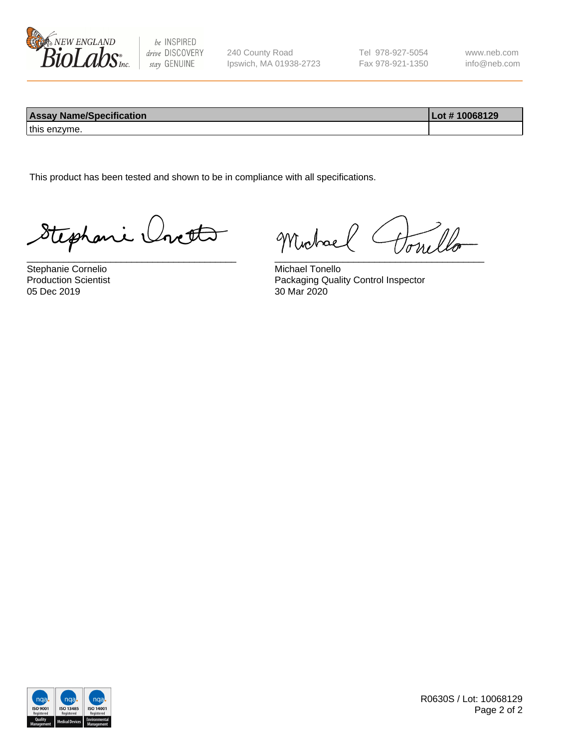| Assay Name/Specification | Lot # 10068129 |
| --- | --- |
| this enzyme. | |

This product has been tested and shown to be in compliance with all specifications.

Stephanie Cornelio
Production Scientist
05 Dec 2019

Michael Tonello
Packaging Quality Control Inspector
30 Mar 2020

R0630S / Lot: 10068129